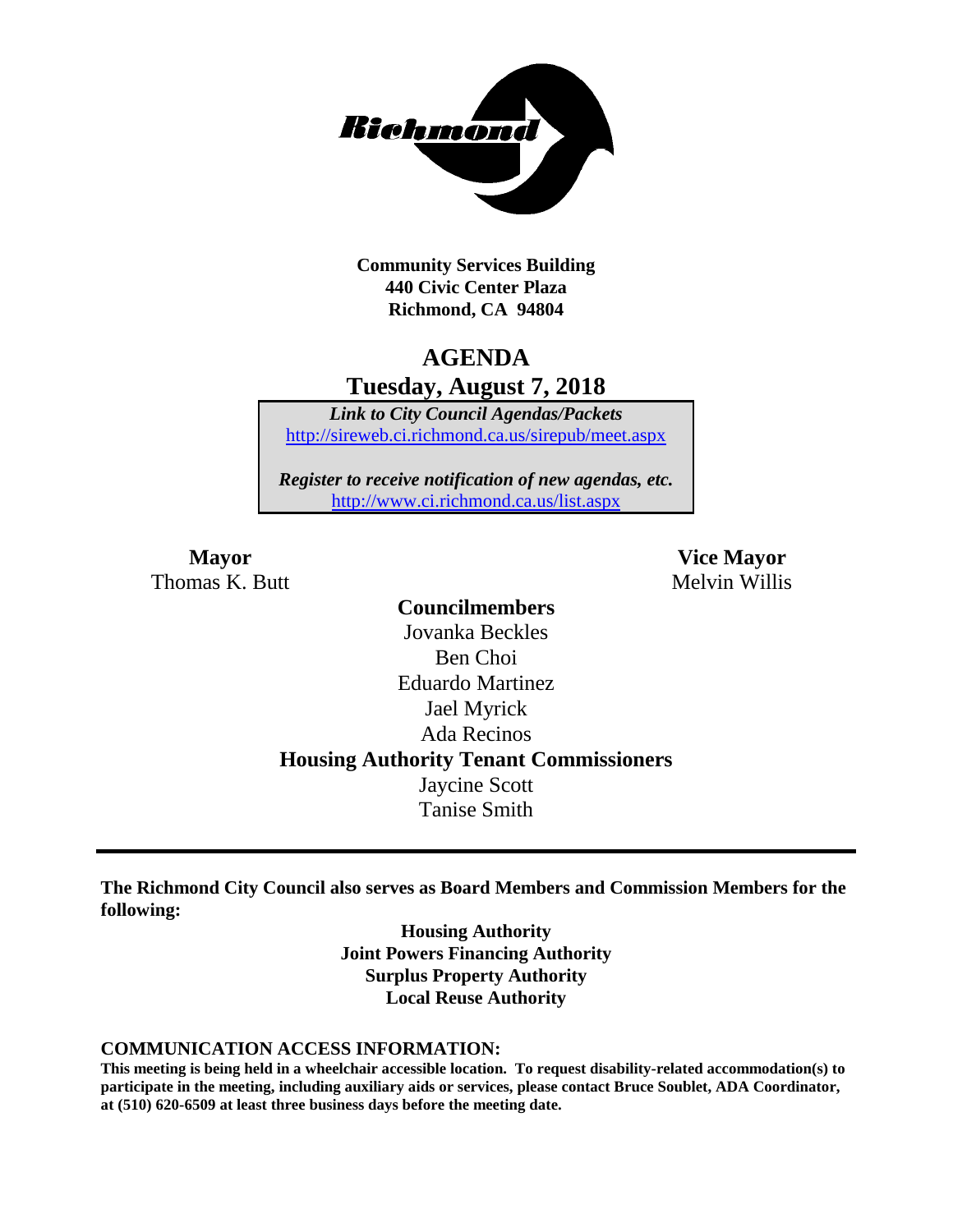**Community Services Building**
**440 Civic Center Plaza**
**Richmond, CA 94804**

# AGENDA

## Tuesday, August 7, 2018

*Link to City Council Agendas/Packets*
http://sireweb.ci.richmond.ca.us/sirepub/meet.aspx

*Register to receive notification of new agendas, etc.*
http://www.ci.richmond.ca.us/list.aspx

**Mayor**
Thomas K. Butt

**Vice Mayor**
Melvin Willis

**Councilmembers**
Jovanka Beckles
Ben Choi
Eduardo Martinez
Jael Myrick
Ada Recinos

**Housing Authority Tenant Commissioners**
Jaycine Scott
Tanise Smith

---

**The Richmond City Council also serves as Board Members and Commission Members for the following:**

**Housing Authority**
**Joint Powers Financing Authority**
**Surplus Property Authority**
**Local Reuse Authority**

**COMMUNICATION ACCESS INFORMATION:**

**This meeting is being held in a wheelchair accessible location. To request disability-related accommodation(s) to participate in the meeting, including auxiliary aids or services, please contact Bruce Soublet, ADA Coordinator, at (510) 620-6509 at least three business days before the meeting date.**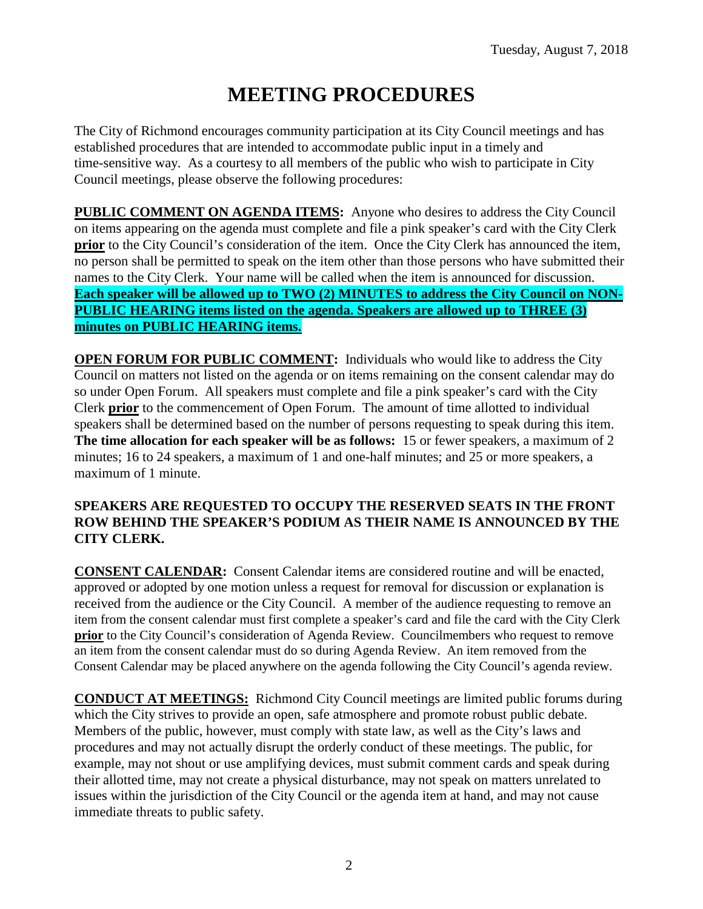Tuesday, August 7, 2018

# MEETING PROCEDURES

The City of Richmond encourages community participation at its City Council meetings and has established procedures that are intended to accommodate public input in a timely and time-sensitive way. As a courtesy to all members of the public who wish to participate in City Council meetings, please observe the following procedures:

**PUBLIC COMMENT ON AGENDA ITEMS:** Anyone who desires to address the City Council on items appearing on the agenda must complete and file a pink speaker's card with the City Clerk **prior** to the City Council's consideration of the item. Once the City Clerk has announced the item, no person shall be permitted to speak on the item other than those persons who have submitted their names to the City Clerk. Your name will be called when the item is announced for discussion. **Each speaker will be allowed up to TWO (2) MINUTES to address the City Council on NON-PUBLIC HEARING items listed on the agenda. Speakers are allowed up to THREE (3) minutes on PUBLIC HEARING items.**

**OPEN FORUM FOR PUBLIC COMMENT:** Individuals who would like to address the City Council on matters not listed on the agenda or on items remaining on the consent calendar may do so under Open Forum. All speakers must complete and file a pink speaker's card with the City Clerk **prior** to the commencement of Open Forum. The amount of time allotted to individual speakers shall be determined based on the number of persons requesting to speak during this item. **The time allocation for each speaker will be as follows:** 15 or fewer speakers, a maximum of 2 minutes; 16 to 24 speakers, a maximum of 1 and one-half minutes; and 25 or more speakers, a maximum of 1 minute.

**SPEAKERS ARE REQUESTED TO OCCUPY THE RESERVED SEATS IN THE FRONT ROW BEHIND THE SPEAKER'S PODIUM AS THEIR NAME IS ANNOUNCED BY THE CITY CLERK.**

**CONSENT CALENDAR:** Consent Calendar items are considered routine and will be enacted, approved or adopted by one motion unless a request for removal for discussion or explanation is received from the audience or the City Council. A member of the audience requesting to remove an item from the consent calendar must first complete a speaker's card and file the card with the City Clerk **prior** to the City Council's consideration of Agenda Review. Councilmembers who request to remove an item from the consent calendar must do so during Agenda Review. An item removed from the Consent Calendar may be placed anywhere on the agenda following the City Council's agenda review.

**CONDUCT AT MEETINGS:** Richmond City Council meetings are limited public forums during which the City strives to provide an open, safe atmosphere and promote robust public debate. Members of the public, however, must comply with state law, as well as the City's laws and procedures and may not actually disrupt the orderly conduct of these meetings. The public, for example, may not shout or use amplifying devices, must submit comment cards and speak during their allotted time, may not create a physical disturbance, may not speak on matters unrelated to issues within the jurisdiction of the City Council or the agenda item at hand, and may not cause immediate threats to public safety.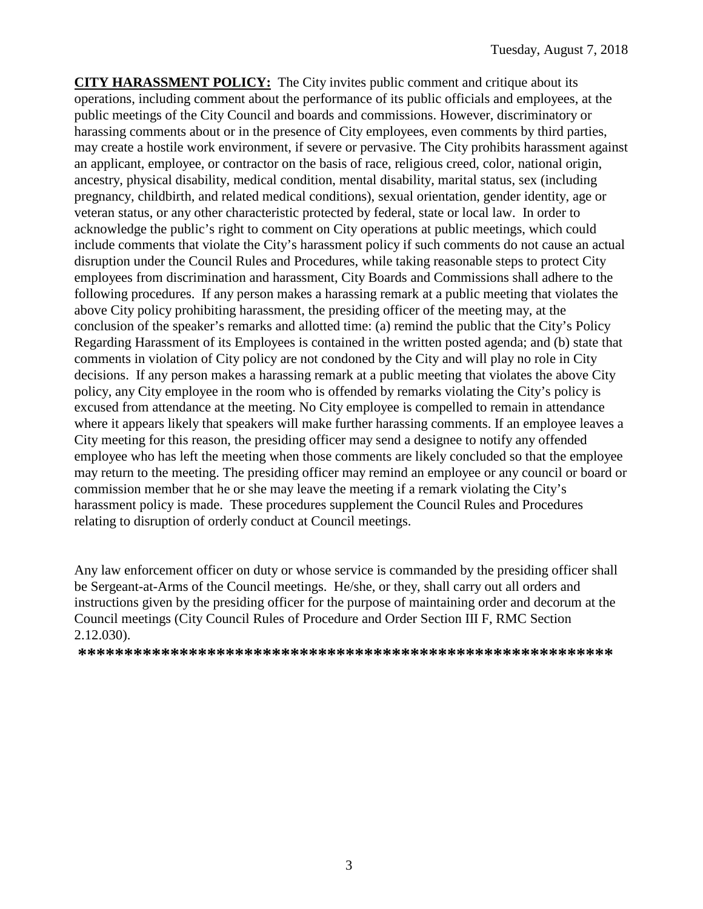**CITY HARASSMENT POLICY:** The City invites public comment and critique about its operations, including comment about the performance of its public officials and employees, at the public meetings of the City Council and boards and commissions. However, discriminatory or harassing comments about or in the presence of City employees, even comments by third parties, may create a hostile work environment, if severe or pervasive. The City prohibits harassment against an applicant, employee, or contractor on the basis of race, religious creed, color, national origin, ancestry, physical disability, medical condition, mental disability, marital status, sex (including pregnancy, childbirth, and related medical conditions), sexual orientation, gender identity, age or veteran status, or any other characteristic protected by federal, state or local law. In order to acknowledge the public's right to comment on City operations at public meetings, which could include comments that violate the City's harassment policy if such comments do not cause an actual disruption under the Council Rules and Procedures, while taking reasonable steps to protect City employees from discrimination and harassment, City Boards and Commissions shall adhere to the following procedures. If any person makes a harassing remark at a public meeting that violates the above City policy prohibiting harassment, the presiding officer of the meeting may, at the conclusion of the speaker's remarks and allotted time: (a) remind the public that the City's Policy Regarding Harassment of its Employees is contained in the written posted agenda; and (b) state that comments in violation of City policy are not condoned by the City and will play no role in City decisions. If any person makes a harassing remark at a public meeting that violates the above City policy, any City employee in the room who is offended by remarks violating the City's policy is excused from attendance at the meeting. No City employee is compelled to remain in attendance where it appears likely that speakers will make further harassing comments. If an employee leaves a City meeting for this reason, the presiding officer may send a designee to notify any offended employee who has left the meeting when those comments are likely concluded so that the employee may return to the meeting. The presiding officer may remind an employee or any council or board or commission member that he or she may leave the meeting if a remark violating the City's harassment policy is made. These procedures supplement the Council Rules and Procedures relating to disruption of orderly conduct at Council meetings.

Any law enforcement officer on duty or whose service is commanded by the presiding officer shall be Sergeant-at-Arms of the Council meetings. He/she, or they, shall carry out all orders and instructions given by the presiding officer for the purpose of maintaining order and decorum at the Council meetings (City Council Rules of Procedure and Order Section III F, RMC Section 2.12.030).

**\*\*\*\*\*\*\*\*\*\*\*\*\*\*\*\*\*\*\*\*\*\*\*\*\*\*\*\*\*\*\*\*\*\*\*\*\*\*\*\*\*\*\*\*\*\*\*\*\*\*\*\*\*\*\*\*\*\*\*\***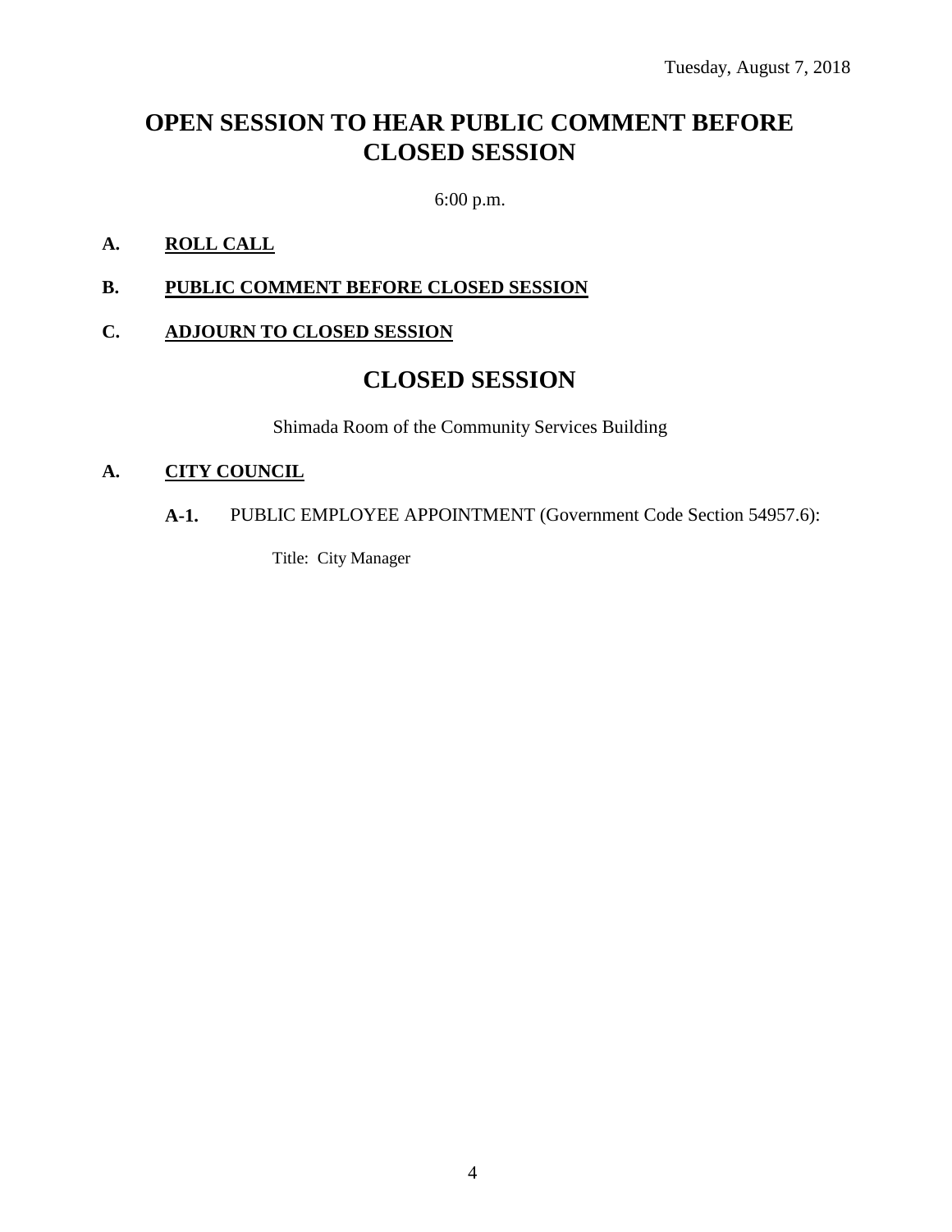Tuesday, August 7, 2018

# OPEN SESSION TO HEAR PUBLIC COMMENT BEFORE CLOSED SESSION

6:00 p.m.

**A. ROLL CALL**

**B. PUBLIC COMMENT BEFORE CLOSED SESSION**

**C. ADJOURN TO CLOSED SESSION**

# CLOSED SESSION

Shimada Room of the Community Services Building

**A. CITY COUNCIL**

**A-1.** PUBLIC EMPLOYEE APPOINTMENT (Government Code Section 54957.6):

Title: City Manager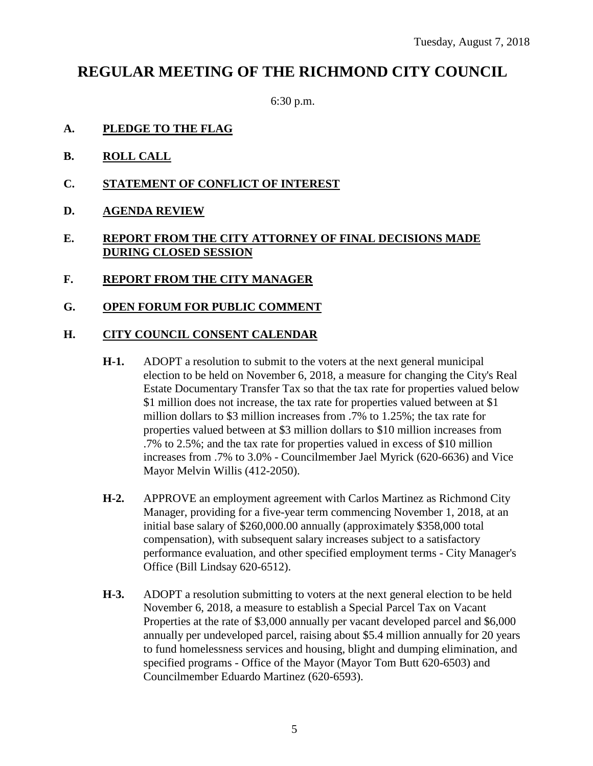Tuesday, August 7, 2018

# REGULAR MEETING OF THE RICHMOND CITY COUNCIL

6:30 p.m.

## A. PLEDGE TO THE FLAG

## B. ROLL CALL

## C. STATEMENT OF CONFLICT OF INTEREST

## D. AGENDA REVIEW

## E. REPORT FROM THE CITY ATTORNEY OF FINAL DECISIONS MADE DURING CLOSED SESSION

## F. REPORT FROM THE CITY MANAGER

## G. OPEN FORUM FOR PUBLIC COMMENT

## H. CITY COUNCIL CONSENT CALENDAR

**H-1.** ADOPT a resolution to submit to the voters at the next general municipal election to be held on November 6, 2018, a measure for changing the City's Real Estate Documentary Transfer Tax so that the tax rate for properties valued below \$1 million does not increase, the tax rate for properties valued between at \$1 million dollars to \$3 million increases from .7% to 1.25%; the tax rate for properties valued between at \$3 million dollars to \$10 million increases from .7% to 2.5%; and the tax rate for properties valued in excess of \$10 million increases from .7% to 3.0% - Councilmember Jael Myrick (620-6636) and Vice Mayor Melvin Willis (412-2050).

**H-2.** APPROVE an employment agreement with Carlos Martinez as Richmond City Manager, providing for a five-year term commencing November 1, 2018, at an initial base salary of \$260,000.00 annually (approximately \$358,000 total compensation), with subsequent salary increases subject to a satisfactory performance evaluation, and other specified employment terms - City Manager's Office (Bill Lindsay 620-6512).

**H-3.** ADOPT a resolution submitting to voters at the next general election to be held November 6, 2018, a measure to establish a Special Parcel Tax on Vacant Properties at the rate of \$3,000 annually per vacant developed parcel and \$6,000 annually per undeveloped parcel, raising about \$5.4 million annually for 20 years to fund homelessness services and housing, blight and dumping elimination, and specified programs - Office of the Mayor (Mayor Tom Butt 620-6503) and Councilmember Eduardo Martinez (620-6593).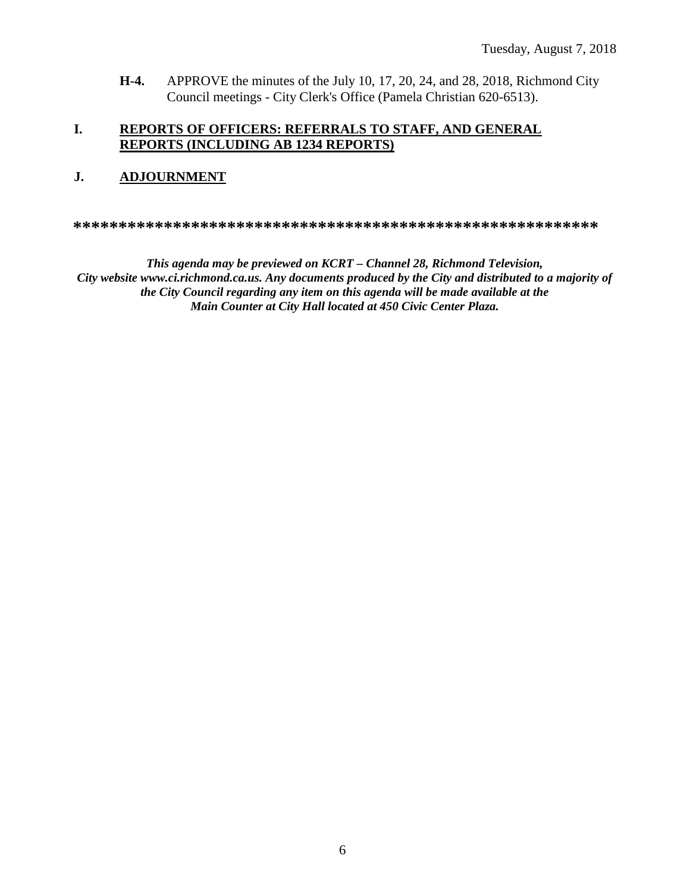**H-4.** APPROVE the minutes of the July 10, 17, 20, 24, and 28, 2018, Richmond City Council meetings - City Clerk's Office (Pamela Christian 620-6513).

## I. <u>REPORTS OF OFFICERS: REFERRALS TO STAFF, AND GENERAL REPORTS (INCLUDING AB 1234 REPORTS)</u>

## J. <u>ADJOURNMENT</u>

**\*\*\*\*\*\*\*\*\*\*\*\*\*\*\*\*\*\*\*\*\*\*\*\*\*\*\*\*\*\*\*\*\*\*\*\*\*\*\*\*\*\*\*\*\*\*\*\*\*\*\*\*\*\*\*\*\*\*\***

***This agenda may be previewed on KCRT – Channel 28, Richmond Television, City website www.ci.richmond.ca.us. Any documents produced by the City and distributed to a majority of the City Council regarding any item on this agenda will be made available at the Main Counter at City Hall located at 450 Civic Center Plaza.***